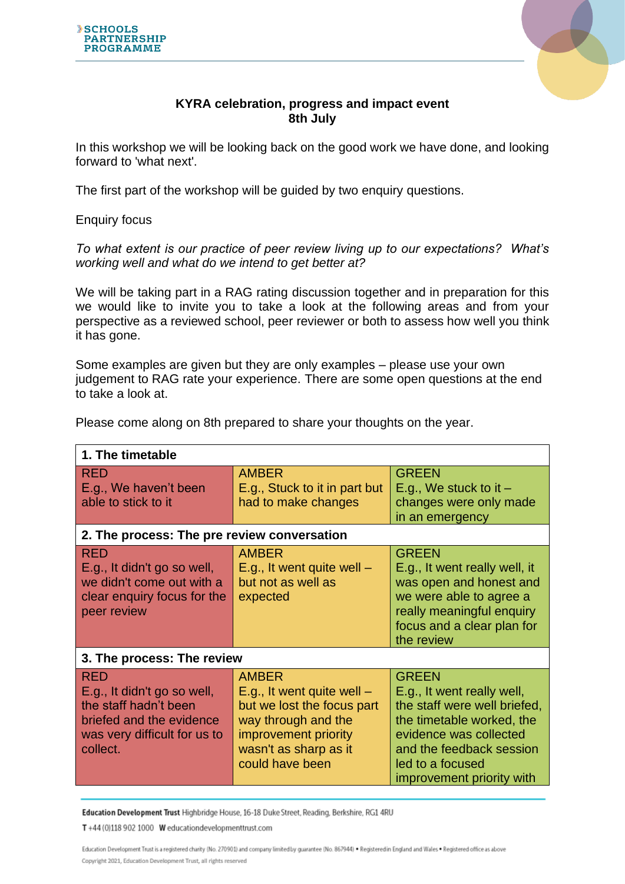**KYRA celebration, progress and impact event**
**8th July**

In this workshop we will be looking back on the good work we have done, and looking forward to 'what next'.

The first part of the workshop will be guided by two enquiry questions.

Enquiry focus

*To what extent is our practice of peer review living up to our expectations? What's working well and what do we intend to get better at?*

We will be taking part in a RAG rating discussion together and in preparation for this we would like to invite you to take a look at the following areas and from your perspective as a reviewed school, peer reviewer or both to assess how well you think it has gone.

Some examples are given but they are only examples – please use your own judgement to RAG rate your experience. There are some open questions at the end to take a look at.

Please come along on 8th prepared to share your thoughts on the year.

| **1. The timetable** | | |
|---|---|---|
| RED<br>E.g., We haven't been able to stick to it | AMBER<br>E.g., Stuck to it in part but had to make changes | GREEN<br>E.g., We stuck to it – changes were only made in an emergency |
| **2. The process: The pre review conversation** | | |
| RED<br>E.g., It didn't go so well, we didn't come out with a clear enquiry focus for the peer review | AMBER<br>E.g., It went quite well – but not as well as expected | GREEN<br>E.g., It went really well, it was open and honest and we were able to agree a really meaningful enquiry focus and a clear plan for the review |
| **3. The process: The review** | | |
| RED<br>E.g., It didn't go so well, the staff hadn't been briefed and the evidence was very difficult for us to collect. | AMBER<br>E.g., It went quite well – but we lost the focus part way through and the improvement priority wasn't as sharp as it could have been | GREEN<br>E.g., It went really well, the staff were well briefed, the timetable worked, the evidence was collected and the feedback session led to a focused improvement priority with |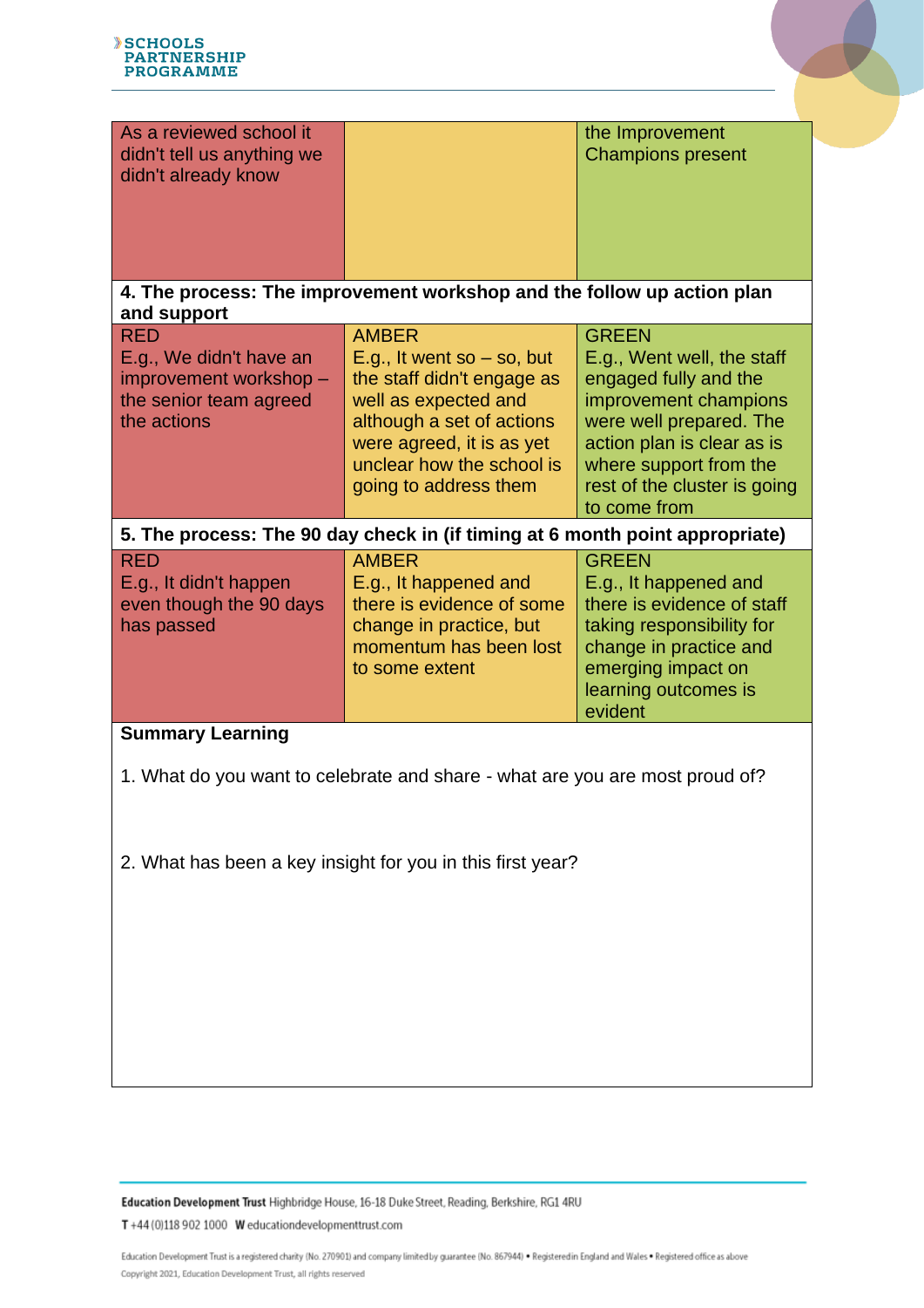| | | |
|---|---|---|
| As a reviewed school it didn't tell us anything we didn't already know | | the Improvement Champions present |
| **4. The process: The improvement workshop and the follow up action plan and support** | | |
| RED<br>E.g., We didn't have an improvement workshop – the senior team agreed the actions | AMBER<br>E.g., It went so – so, but the staff didn't engage as well as expected and although a set of actions were agreed, it is as yet unclear how the school is going to address them | GREEN<br>E.g., Went well, the staff engaged fully and the improvement champions were well prepared. The action plan is clear as is where support from the rest of the cluster is going to come from |
| **5. The process: The 90 day check in (if timing at 6 month point appropriate)** | | |
| RED<br>E.g., It didn't happen even though the 90 days has passed | AMBER<br>E.g., It happened and there is evidence of some change in practice, but momentum has been lost to some extent | GREEN<br>E.g., It happened and there is evidence of staff taking responsibility for change in practice and emerging impact on learning outcomes is evident |

**Summary Learning**

1. What do you want to celebrate and share - what are you are most proud of?

2. What has been a key insight for you in this first year?

**Education Development Trust** Highbridge House, 16-18 Duke Street, Reading, Berkshire, RG1 4RU

T +44 (0)118 902 1000 W educationdevelopmenttrust.com

Education Development Trust is a registered charity (No. 270901) and company limited by guarantee (No. 867944) • Registered in England and Wales • Registered office as above

Copyright 2021, Education Development Trust, all rights reserved